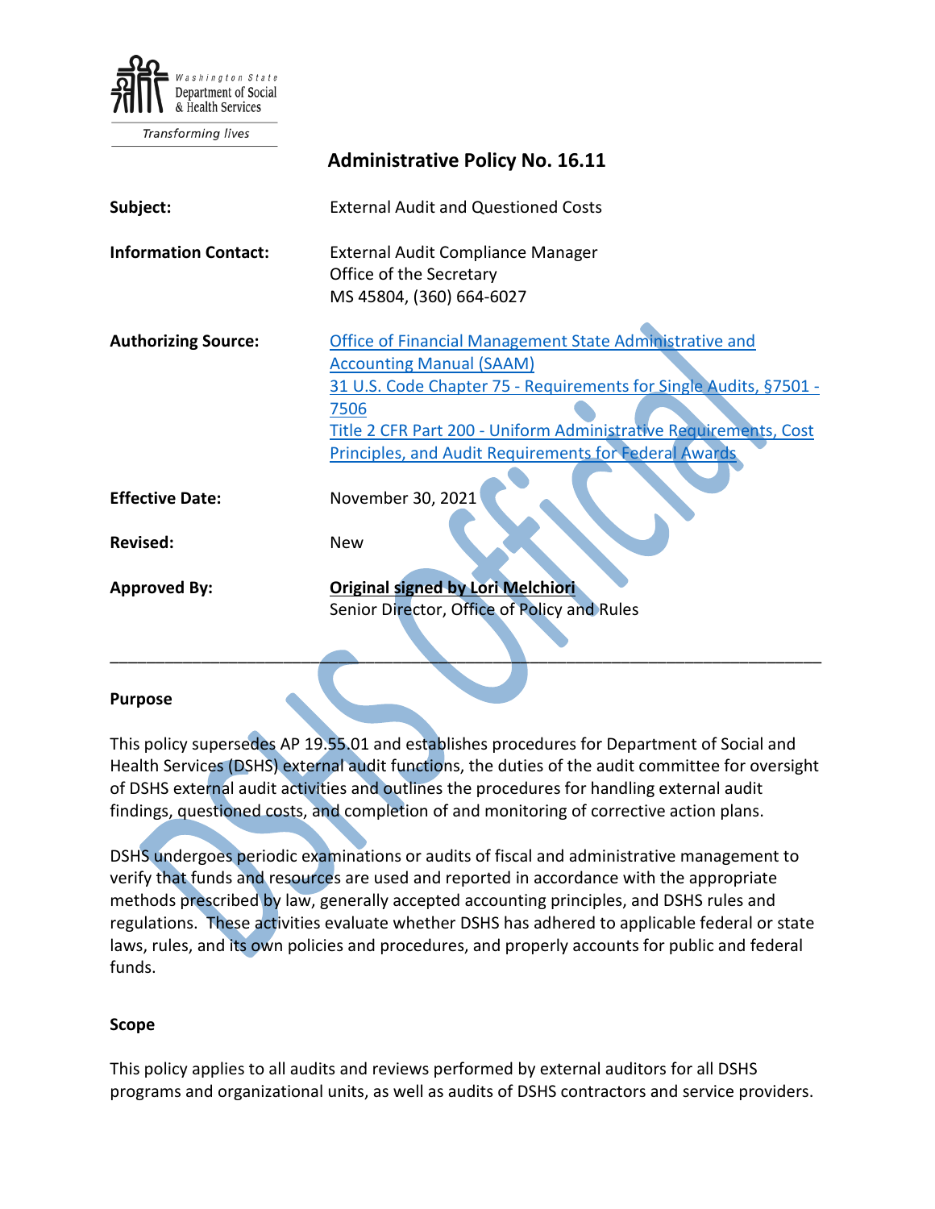Washington State Department of Social & Health Services

Transforming lives

# Administrative Policy No. 16.11

| | |
|---|---|
| **Subject:** | External Audit and Questioned Costs |
| **Information Contact:** | External Audit Compliance Manager<br>Office of the Secretary<br>MS 45804, (360) 664-6027 |
| **Authorizing Source:** | Office of Financial Management State Administrative and Accounting Manual (SAAM)<br>31 U.S. Code Chapter 75 - Requirements for Single Audits, §7501 - 7506<br>Title 2 CFR Part 200 - Uniform Administrative Requirements, Cost Principles, and Audit Requirements for Federal Awards |
| **Effective Date:** | November 30, 2021 |
| **Revised:** | New |
| **Approved By:** | **Original signed by Lori Melchiori**<br>Senior Director, Office of Policy and Rules |

---

## Purpose

This policy supersedes AP 19.55.01 and establishes procedures for Department of Social and Health Services (DSHS) external audit functions, the duties of the audit committee for oversight of DSHS external audit activities and outlines the procedures for handling external audit findings, questioned costs, and completion of and monitoring of corrective action plans.

DSHS undergoes periodic examinations or audits of fiscal and administrative management to verify that funds and resources are used and reported in accordance with the appropriate methods prescribed by law, generally accepted accounting principles, and DSHS rules and regulations. These activities evaluate whether DSHS has adhered to applicable federal or state laws, rules, and its own policies and procedures, and properly accounts for public and federal funds.

## Scope

This policy applies to all audits and reviews performed by external auditors for all DSHS programs and organizational units, as well as audits of DSHS contractors and service providers.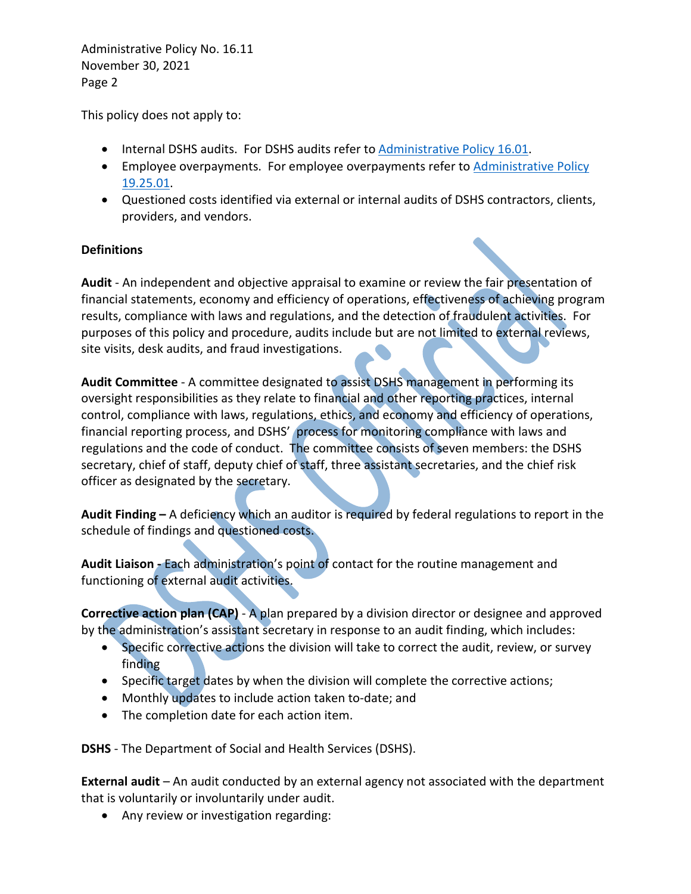This policy does not apply to:

- Internal DSHS audits. For DSHS audits refer to Administrative Policy 16.01.
- Employee overpayments. For employee overpayments refer to Administrative Policy 19.25.01.
- Questioned costs identified via external or internal audits of DSHS contractors, clients, providers, and vendors.

**Definitions**

**Audit** - An independent and objective appraisal to examine or review the fair presentation of financial statements, economy and efficiency of operations, effectiveness of achieving program results, compliance with laws and regulations, and the detection of fraudulent activities. For purposes of this policy and procedure, audits include but are not limited to external reviews, site visits, desk audits, and fraud investigations.

**Audit Committee** - A committee designated to assist DSHS management in performing its oversight responsibilities as they relate to financial and other reporting practices, internal control, compliance with laws, regulations, ethics, and economy and efficiency of operations, financial reporting process, and DSHS' process for monitoring compliance with laws and regulations and the code of conduct. The committee consists of seven members: the DSHS secretary, chief of staff, deputy chief of staff, three assistant secretaries, and the chief risk officer as designated by the secretary.

**Audit Finding –** A deficiency which an auditor is required by federal regulations to report in the schedule of findings and questioned costs.

**Audit Liaison -** Each administration's point of contact for the routine management and functioning of external audit activities.

**Corrective action plan (CAP)** - A plan prepared by a division director or designee and approved by the administration's assistant secretary in response to an audit finding, which includes:

- Specific corrective actions the division will take to correct the audit, review, or survey finding
- Specific target dates by when the division will complete the corrective actions;
- Monthly updates to include action taken to-date; and
- The completion date for each action item.

**DSHS** - The Department of Social and Health Services (DSHS).

**External audit** – An audit conducted by an external agency not associated with the department that is voluntarily or involuntarily under audit.

- Any review or investigation regarding: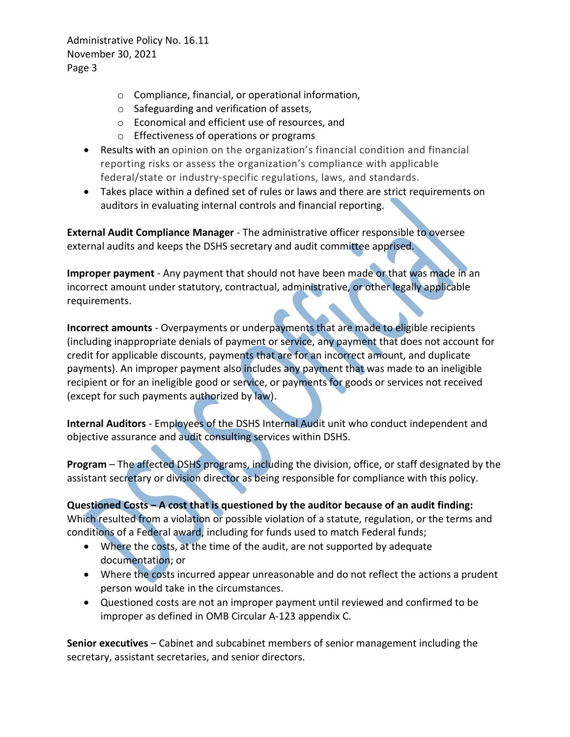- Compliance, financial, or operational information,
  - Safeguarding and verification of assets,
  - Economical and efficient use of resources, and
  - Effectiveness of operations or programs
- Results with an opinion on the organization's financial condition and financial reporting risks or assess the organization's compliance with applicable federal/state or industry-specific regulations, laws, and standards.
- Takes place within a defined set of rules or laws and there are strict requirements on auditors in evaluating internal controls and financial reporting.

**External Audit Compliance Manager** - The administrative officer responsible to oversee external audits and keeps the DSHS secretary and audit committee apprised.

**Improper payment** - Any payment that should not have been made or that was made in an incorrect amount under statutory, contractual, administrative, or other legally applicable requirements.

**Incorrect amounts** - Overpayments or underpayments that are made to eligible recipients (including inappropriate denials of payment or service, any payment that does not account for credit for applicable discounts, payments that are for an incorrect amount, and duplicate payments). An improper payment also includes any payment that was made to an ineligible recipient or for an ineligible good or service, or payments for goods or services not received (except for such payments authorized by law).

**Internal Auditors** - Employees of the DSHS Internal Audit unit who conduct independent and objective assurance and audit consulting services within DSHS.

**Program** – The affected DSHS programs, including the division, office, or staff designated by the assistant secretary or division director as being responsible for compliance with this policy.

**Questioned Costs – A cost that is questioned by the auditor because of an audit finding:** Which resulted from a violation or possible violation of a statute, regulation, or the terms and conditions of a Federal award, including for funds used to match Federal funds;

- Where the costs, at the time of the audit, are not supported by adequate documentation; or
- Where the costs incurred appear unreasonable and do not reflect the actions a prudent person would take in the circumstances.
- Questioned costs are not an improper payment until reviewed and confirmed to be improper as defined in OMB Circular A-123 appendix C.

**Senior executives** – Cabinet and subcabinet members of senior management including the secretary, assistant secretaries, and senior directors.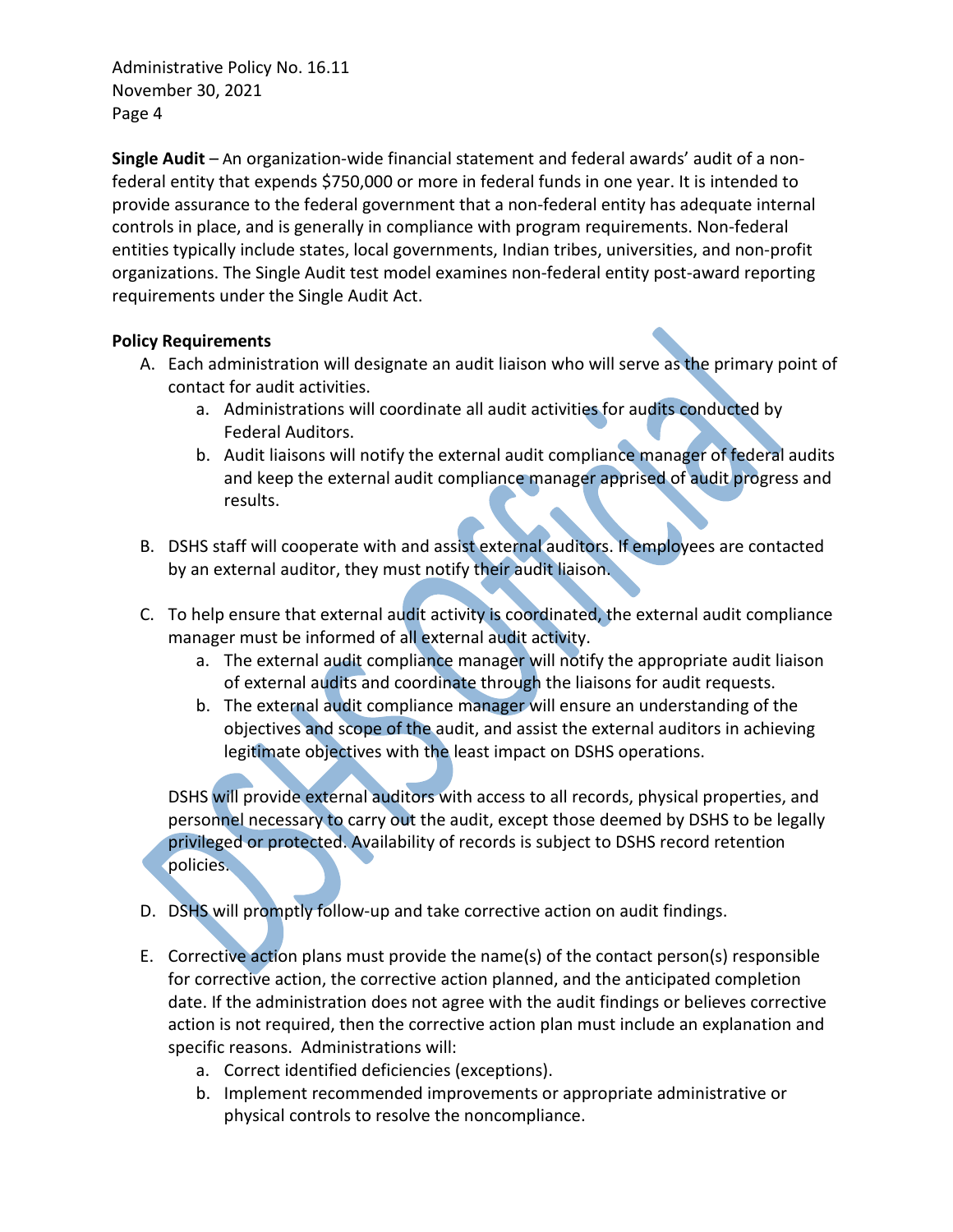**Single Audit** – An organization-wide financial statement and federal awards' audit of a non-federal entity that expends $750,000 or more in federal funds in one year. It is intended to provide assurance to the federal government that a non-federal entity has adequate internal controls in place, and is generally in compliance with program requirements. Non-federal entities typically include states, local governments, Indian tribes, universities, and non-profit organizations. The Single Audit test model examines non-federal entity post-award reporting requirements under the Single Audit Act.

**Policy Requirements**

A. Each administration will designate an audit liaison who will serve as the primary point of contact for audit activities.
   a. Administrations will coordinate all audit activities for audits conducted by Federal Auditors.
   b. Audit liaisons will notify the external audit compliance manager of federal audits and keep the external audit compliance manager apprised of audit progress and results.

B. DSHS staff will cooperate with and assist external auditors. If employees are contacted by an external auditor, they must notify their audit liaison.

C. To help ensure that external audit activity is coordinated, the external audit compliance manager must be informed of all external audit activity.
   a. The external audit compliance manager will notify the appropriate audit liaison of external audits and coordinate through the liaisons for audit requests.
   b. The external audit compliance manager will ensure an understanding of the objectives and scope of the audit, and assist the external auditors in achieving legitimate objectives with the least impact on DSHS operations.

   DSHS will provide external auditors with access to all records, physical properties, and personnel necessary to carry out the audit, except those deemed by DSHS to be legally privileged or protected. Availability of records is subject to DSHS record retention policies.

D. DSHS will promptly follow-up and take corrective action on audit findings.

E. Corrective action plans must provide the name(s) of the contact person(s) responsible for corrective action, the corrective action planned, and the anticipated completion date. If the administration does not agree with the audit findings or believes corrective action is not required, then the corrective action plan must include an explanation and specific reasons. Administrations will:
   a. Correct identified deficiencies (exceptions).
   b. Implement recommended improvements or appropriate administrative or physical controls to resolve the noncompliance.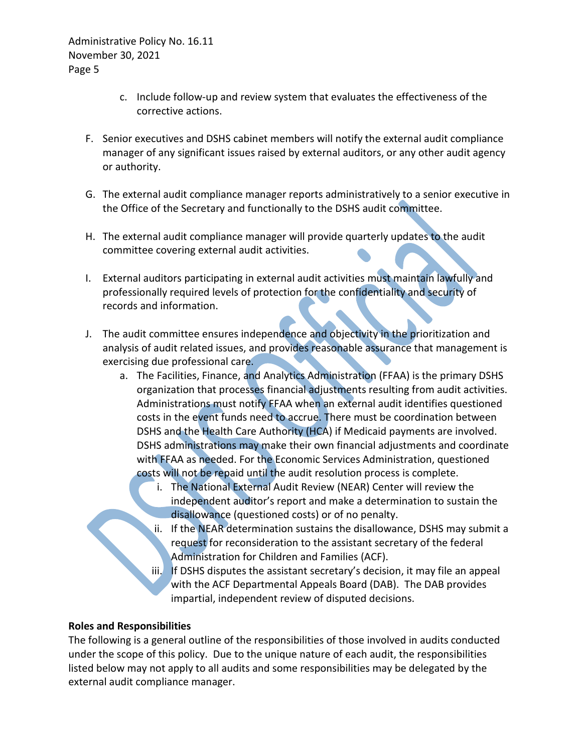c. Include follow-up and review system that evaluates the effectiveness of the corrective actions.

F. Senior executives and DSHS cabinet members will notify the external audit compliance manager of any significant issues raised by external auditors, or any other audit agency or authority.

G. The external audit compliance manager reports administratively to a senior executive in the Office of the Secretary and functionally to the DSHS audit committee.

H. The external audit compliance manager will provide quarterly updates to the audit committee covering external audit activities.

I. External auditors participating in external audit activities must maintain lawfully and professionally required levels of protection for the confidentiality and security of records and information.

J. The audit committee ensures independence and objectivity in the prioritization and analysis of audit related issues, and provides reasonable assurance that management is exercising due professional care.

   a. The Facilities, Finance, and Analytics Administration (FFAA) is the primary DSHS organization that processes financial adjustments resulting from audit activities. Administrations must notify FFAA when an external audit identifies questioned costs in the event funds need to accrue. There must be coordination between DSHS and the Health Care Authority (HCA) if Medicaid payments are involved. DSHS administrations may make their own financial adjustments and coordinate with FFAA as needed. For the Economic Services Administration, questioned costs will not be repaid until the audit resolution process is complete.

      i. The National External Audit Review (NEAR) Center will review the independent auditor's report and make a determination to sustain the disallowance (questioned costs) or of no penalty.

      ii. If the NEAR determination sustains the disallowance, DSHS may submit a request for reconsideration to the assistant secretary of the federal Administration for Children and Families (ACF).

      iii. If DSHS disputes the assistant secretary's decision, it may file an appeal with the ACF Departmental Appeals Board (DAB). The DAB provides impartial, independent review of disputed decisions.

**Roles and Responsibilities**

The following is a general outline of the responsibilities of those involved in audits conducted under the scope of this policy. Due to the unique nature of each audit, the responsibilities listed below may not apply to all audits and some responsibilities may be delegated by the external audit compliance manager.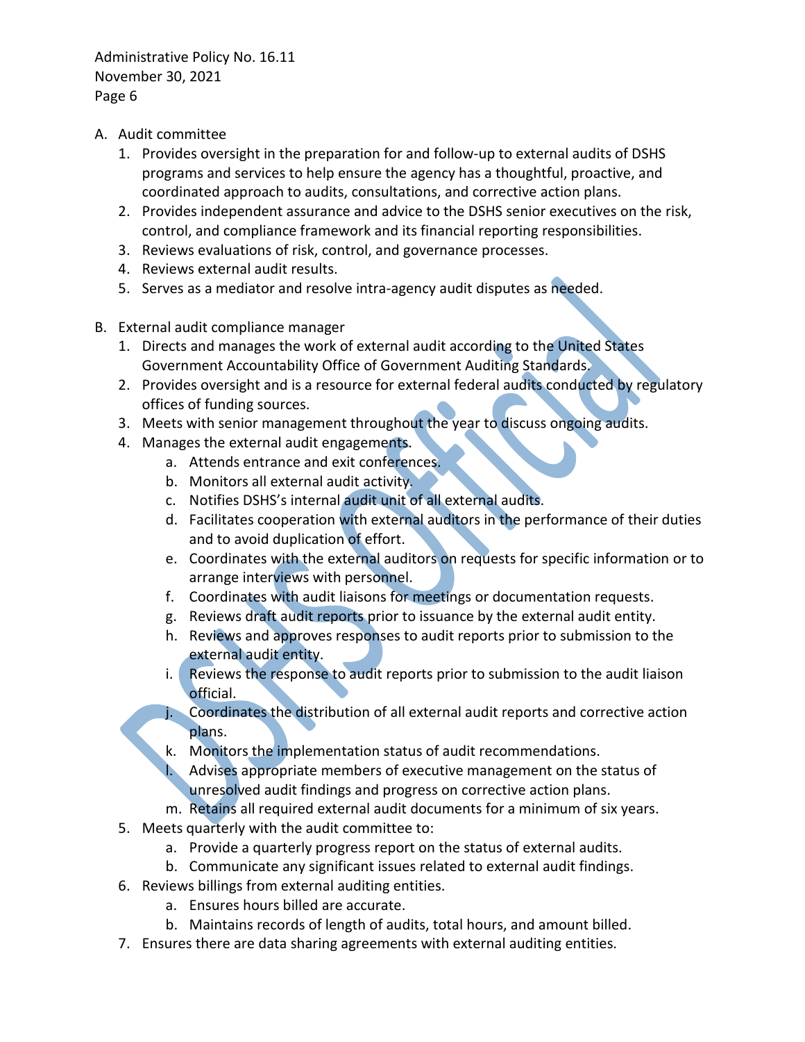A. Audit committee
   1. Provides oversight in the preparation for and follow-up to external audits of DSHS programs and services to help ensure the agency has a thoughtful, proactive, and coordinated approach to audits, consultations, and corrective action plans.
   2. Provides independent assurance and advice to the DSHS senior executives on the risk, control, and compliance framework and its financial reporting responsibilities.
   3. Reviews evaluations of risk, control, and governance processes.
   4. Reviews external audit results.
   5. Serves as a mediator and resolve intra-agency audit disputes as needed.

B. External audit compliance manager
   1. Directs and manages the work of external audit according to the United States Government Accountability Office of Government Auditing Standards.
   2. Provides oversight and is a resource for external federal audits conducted by regulatory offices of funding sources.
   3. Meets with senior management throughout the year to discuss ongoing audits.
   4. Manages the external audit engagements.
      a. Attends entrance and exit conferences.
      b. Monitors all external audit activity.
      c. Notifies DSHS's internal audit unit of all external audits.
      d. Facilitates cooperation with external auditors in the performance of their duties and to avoid duplication of effort.
      e. Coordinates with the external auditors on requests for specific information or to arrange interviews with personnel.
      f. Coordinates with audit liaisons for meetings or documentation requests.
      g. Reviews draft audit reports prior to issuance by the external audit entity.
      h. Reviews and approves responses to audit reports prior to submission to the external audit entity.
      i. Reviews the response to audit reports prior to submission to the audit liaison official.
      j. Coordinates the distribution of all external audit reports and corrective action plans.
      k. Monitors the implementation status of audit recommendations.
      l. Advises appropriate members of executive management on the status of unresolved audit findings and progress on corrective action plans.
      m. Retains all required external audit documents for a minimum of six years.
   5. Meets quarterly with the audit committee to:
      a. Provide a quarterly progress report on the status of external audits.
      b. Communicate any significant issues related to external audit findings.
   6. Reviews billings from external auditing entities.
      a. Ensures hours billed are accurate.
      b. Maintains records of length of audits, total hours, and amount billed.
   7. Ensures there are data sharing agreements with external auditing entities.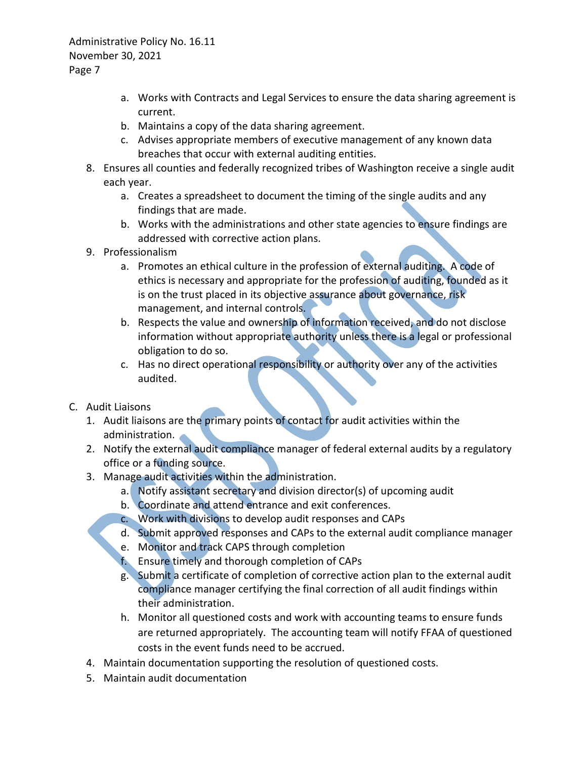a. Works with Contracts and Legal Services to ensure the data sharing agreement is current.
   b. Maintains a copy of the data sharing agreement.
   c. Advises appropriate members of executive management of any known data breaches that occur with external auditing entities.
8. Ensures all counties and federally recognized tribes of Washington receive a single audit each year.
   a. Creates a spreadsheet to document the timing of the single audits and any findings that are made.
   b. Works with the administrations and other state agencies to ensure findings are addressed with corrective action plans.
9. Professionalism
   a. Promotes an ethical culture in the profession of external auditing. A code of ethics is necessary and appropriate for the profession of auditing, founded as it is on the trust placed in its objective assurance about governance, risk management, and internal controls.
   b. Respects the value and ownership of information received, and do not disclose information without appropriate authority unless there is a legal or professional obligation to do so.
   c. Has no direct operational responsibility or authority over any of the activities audited.

C. Audit Liaisons
1. Audit liaisons are the primary points of contact for audit activities within the administration.
2. Notify the external audit compliance manager of federal external audits by a regulatory office or a funding source.
3. Manage audit activities within the administration.
   a. Notify assistant secretary and division director(s) of upcoming audit
   b. Coordinate and attend entrance and exit conferences.
   c. Work with divisions to develop audit responses and CAPs
   d. Submit approved responses and CAPs to the external audit compliance manager
   e. Monitor and track CAPS through completion
   f. Ensure timely and thorough completion of CAPs
   g. Submit a certificate of completion of corrective action plan to the external audit compliance manager certifying the final correction of all audit findings within their administration.
   h. Monitor all questioned costs and work with accounting teams to ensure funds are returned appropriately. The accounting team will notify FFAA of questioned costs in the event funds need to be accrued.
4. Maintain documentation supporting the resolution of questioned costs.
5. Maintain audit documentation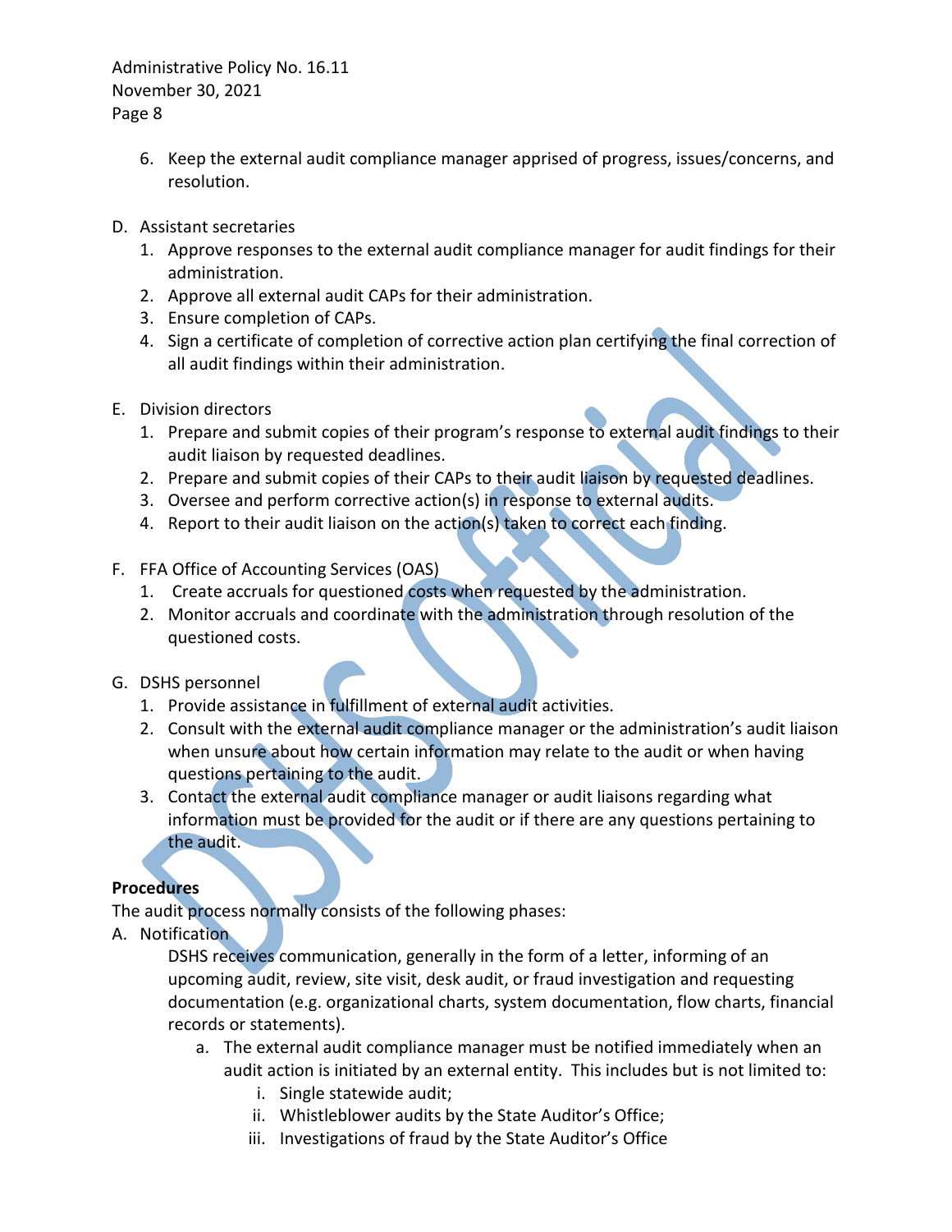6. Keep the external audit compliance manager apprised of progress, issues/concerns, and resolution.

D. Assistant secretaries
   1. Approve responses to the external audit compliance manager for audit findings for their administration.
   2. Approve all external audit CAPs for their administration.
   3. Ensure completion of CAPs.
   4. Sign a certificate of completion of corrective action plan certifying the final correction of all audit findings within their administration.

E. Division directors
   1. Prepare and submit copies of their program's response to external audit findings to their audit liaison by requested deadlines.
   2. Prepare and submit copies of their CAPs to their audit liaison by requested deadlines.
   3. Oversee and perform corrective action(s) in response to external audits.
   4. Report to their audit liaison on the action(s) taken to correct each finding.

F. FFA Office of Accounting Services (OAS)
   1. Create accruals for questioned costs when requested by the administration.
   2. Monitor accruals and coordinate with the administration through resolution of the questioned costs.

G. DSHS personnel
   1. Provide assistance in fulfillment of external audit activities.
   2. Consult with the external audit compliance manager or the administration's audit liaison when unsure about how certain information may relate to the audit or when having questions pertaining to the audit.
   3. Contact the external audit compliance manager or audit liaisons regarding what information must be provided for the audit or if there are any questions pertaining to the audit.

**Procedures**

The audit process normally consists of the following phases:

A. Notification

   DSHS receives communication, generally in the form of a letter, informing of an upcoming audit, review, site visit, desk audit, or fraud investigation and requesting documentation (e.g. organizational charts, system documentation, flow charts, financial records or statements).

   a. The external audit compliance manager must be notified immediately when an audit action is initiated by an external entity. This includes but is not limited to:
      i. Single statewide audit;
      ii. Whistleblower audits by the State Auditor's Office;
      iii. Investigations of fraud by the State Auditor's Office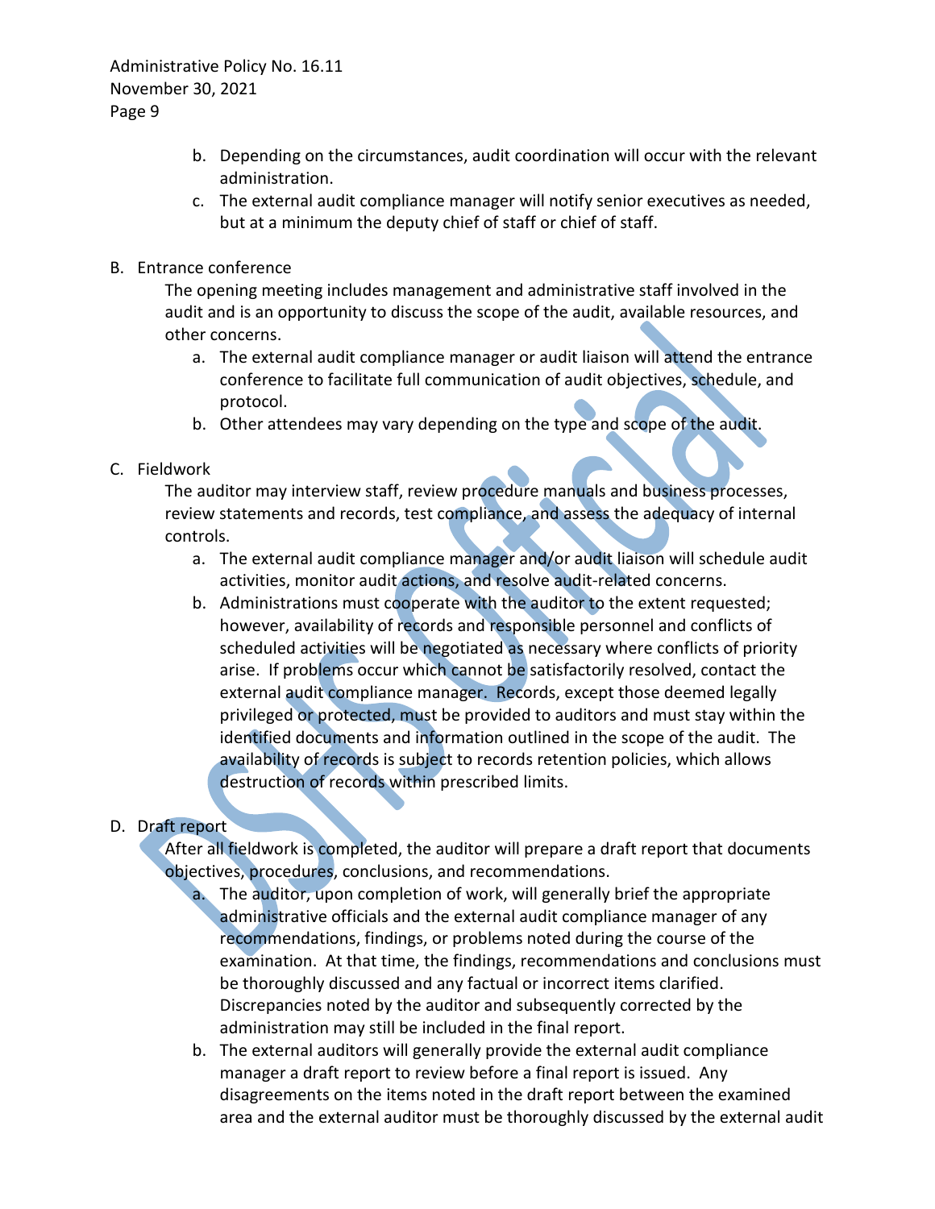b. Depending on the circumstances, audit coordination will occur with the relevant administration.
c. The external audit compliance manager will notify senior executives as needed, but at a minimum the deputy chief of staff or chief of staff.

B. Entrance conference

The opening meeting includes management and administrative staff involved in the audit and is an opportunity to discuss the scope of the audit, available resources, and other concerns.

a. The external audit compliance manager or audit liaison will attend the entrance conference to facilitate full communication of audit objectives, schedule, and protocol.
b. Other attendees may vary depending on the type and scope of the audit.

C. Fieldwork

The auditor may interview staff, review procedure manuals and business processes, review statements and records, test compliance, and assess the adequacy of internal controls.

a. The external audit compliance manager and/or audit liaison will schedule audit activities, monitor audit actions, and resolve audit-related concerns.
b. Administrations must cooperate with the auditor to the extent requested; however, availability of records and responsible personnel and conflicts of scheduled activities will be negotiated as necessary where conflicts of priority arise. If problems occur which cannot be satisfactorily resolved, contact the external audit compliance manager. Records, except those deemed legally privileged or protected, must be provided to auditors and must stay within the identified documents and information outlined in the scope of the audit. The availability of records is subject to records retention policies, which allows destruction of records within prescribed limits.

D. Draft report

After all fieldwork is completed, the auditor will prepare a draft report that documents objectives, procedures, conclusions, and recommendations.

a. The auditor, upon completion of work, will generally brief the appropriate administrative officials and the external audit compliance manager of any recommendations, findings, or problems noted during the course of the examination. At that time, the findings, recommendations and conclusions must be thoroughly discussed and any factual or incorrect items clarified. Discrepancies noted by the auditor and subsequently corrected by the administration may still be included in the final report.
b. The external auditors will generally provide the external audit compliance manager a draft report to review before a final report is issued. Any disagreements on the items noted in the draft report between the examined area and the external auditor must be thoroughly discussed by the external audit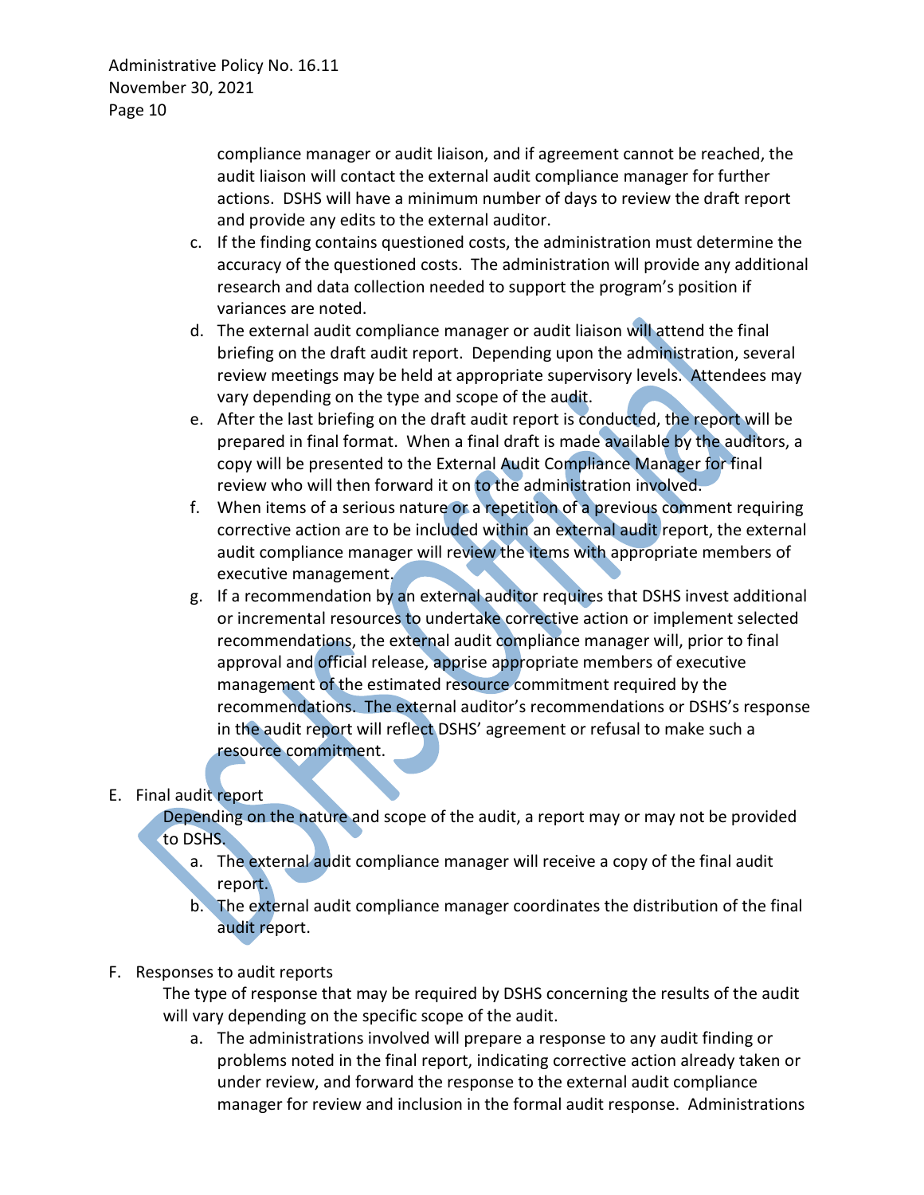compliance manager or audit liaison, and if agreement cannot be reached, the audit liaison will contact the external audit compliance manager for further actions. DSHS will have a minimum number of days to review the draft report and provide any edits to the external auditor.

c. If the finding contains questioned costs, the administration must determine the accuracy of the questioned costs. The administration will provide any additional research and data collection needed to support the program's position if variances are noted.

d. The external audit compliance manager or audit liaison will attend the final briefing on the draft audit report. Depending upon the administration, several review meetings may be held at appropriate supervisory levels. Attendees may vary depending on the type and scope of the audit.

e. After the last briefing on the draft audit report is conducted, the report will be prepared in final format. When a final draft is made available by the auditors, a copy will be presented to the External Audit Compliance Manager for final review who will then forward it on to the administration involved.

f. When items of a serious nature or a repetition of a previous comment requiring corrective action are to be included within an external audit report, the external audit compliance manager will review the items with appropriate members of executive management.

g. If a recommendation by an external auditor requires that DSHS invest additional or incremental resources to undertake corrective action or implement selected recommendations, the external audit compliance manager will, prior to final approval and official release, apprise appropriate members of executive management of the estimated resource commitment required by the recommendations. The external auditor's recommendations or DSHS's response in the audit report will reflect DSHS' agreement or refusal to make such a resource commitment.

E. Final audit report

Depending on the nature and scope of the audit, a report may or may not be provided to DSHS.

a. The external audit compliance manager will receive a copy of the final audit report.

b. The external audit compliance manager coordinates the distribution of the final audit report.

F. Responses to audit reports

The type of response that may be required by DSHS concerning the results of the audit will vary depending on the specific scope of the audit.

a. The administrations involved will prepare a response to any audit finding or problems noted in the final report, indicating corrective action already taken or under review, and forward the response to the external audit compliance manager for review and inclusion in the formal audit response. Administrations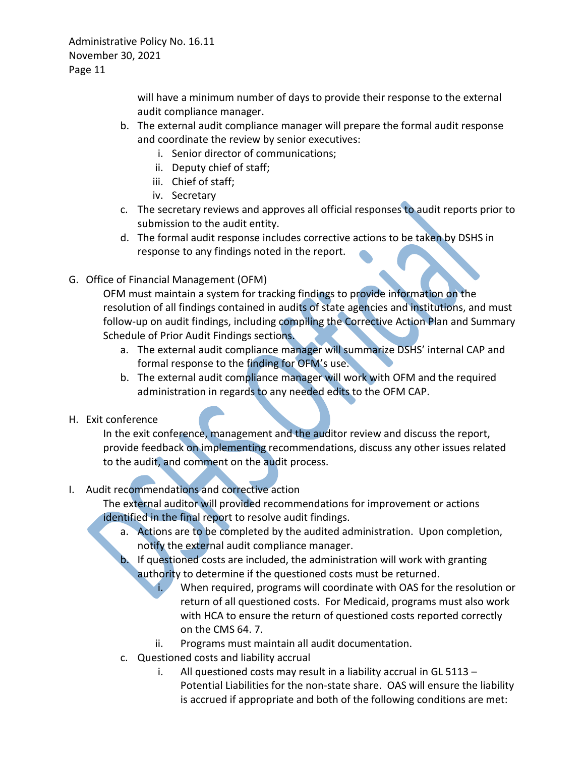will have a minimum number of days to provide their response to the external audit compliance manager.

b. The external audit compliance manager will prepare the formal audit response and coordinate the review by senior executives:
   i. Senior director of communications;
   ii. Deputy chief of staff;
   iii. Chief of staff;
   iv. Secretary

c. The secretary reviews and approves all official responses to audit reports prior to submission to the audit entity.

d. The formal audit response includes corrective actions to be taken by DSHS in response to any findings noted in the report.

G. Office of Financial Management (OFM)

OFM must maintain a system for tracking findings to provide information on the resolution of all findings contained in audits of state agencies and institutions, and must follow-up on audit findings, including compiling the Corrective Action Plan and Summary Schedule of Prior Audit Findings sections.

a. The external audit compliance manager will summarize DSHS' internal CAP and formal response to the finding for OFM's use.

b. The external audit compliance manager will work with OFM and the required administration in regards to any needed edits to the OFM CAP.

H. Exit conference

In the exit conference, management and the auditor review and discuss the report, provide feedback on implementing recommendations, discuss any other issues related to the audit, and comment on the audit process.

I. Audit recommendations and corrective action

The external auditor will provided recommendations for improvement or actions identified in the final report to resolve audit findings.

a. Actions are to be completed by the audited administration. Upon completion, notify the external audit compliance manager.

b. If questioned costs are included, the administration will work with granting authority to determine if the questioned costs must be returned.
   i. When required, programs will coordinate with OAS for the resolution or return of all questioned costs. For Medicaid, programs must also work with HCA to ensure the return of questioned costs reported correctly on the CMS 64. 7.
   ii. Programs must maintain all audit documentation.

c. Questioned costs and liability accrual
   i. All questioned costs may result in a liability accrual in GL 5113 – Potential Liabilities for the non-state share. OAS will ensure the liability is accrued if appropriate and both of the following conditions are met: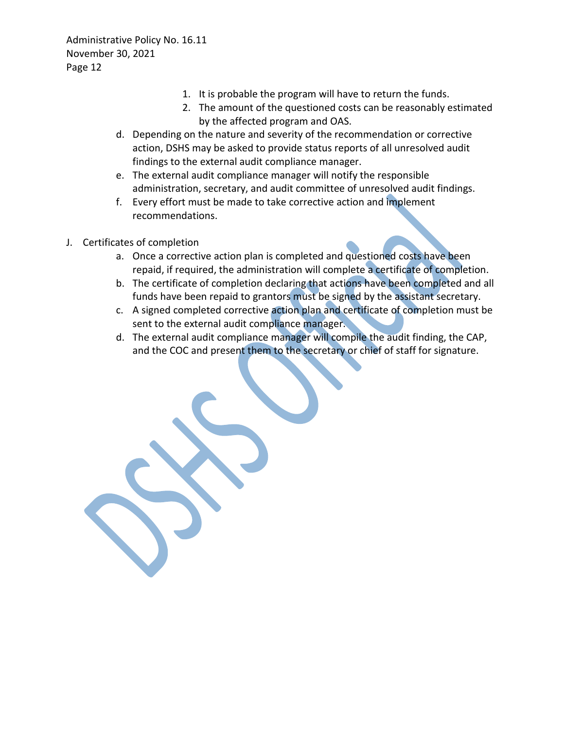1. It is probable the program will have to return the funds.
2. The amount of the questioned costs can be reasonably estimated by the affected program and OAS.

d. Depending on the nature and severity of the recommendation or corrective action, DSHS may be asked to provide status reports of all unresolved audit findings to the external audit compliance manager.

e. The external audit compliance manager will notify the responsible administration, secretary, and audit committee of unresolved audit findings.

f. Every effort must be made to take corrective action and implement recommendations.

J. Certificates of completion

a. Once a corrective action plan is completed and questioned costs have been repaid, if required, the administration will complete a certificate of completion.

b. The certificate of completion declaring that actions have been completed and all funds have been repaid to grantors must be signed by the assistant secretary.

c. A signed completed corrective action plan and certificate of completion must be sent to the external audit compliance manager.

d. The external audit compliance manager will compile the audit finding, the CAP, and the COC and present them to the secretary or chief of staff for signature.